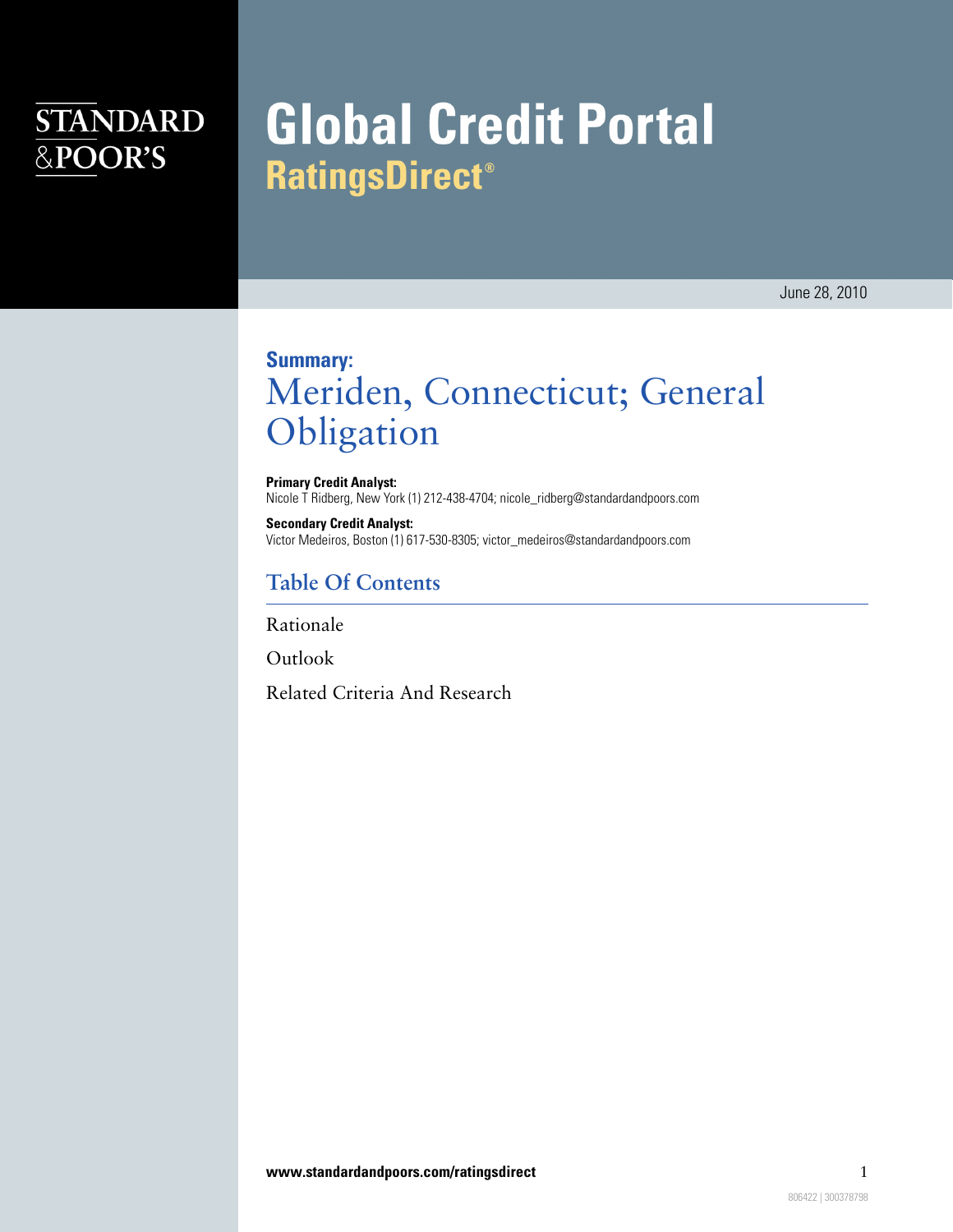STANDARD & POOR'S

# Global Credit Portal

## RatingsDirect®

June 28, 2010

**Summary:**

# Meriden, Connecticut; General Obligation

**Primary Credit Analyst:**
Nicole T Ridberg, New York (1) 212-438-4704; nicole_ridberg@standardandpoors.com

**Secondary Credit Analyst:**
Victor Medeiros, Boston (1) 617-530-8305; victor_medeiros@standardandpoors.com

## Table Of Contents

Rationale

Outlook

Related Criteria And Research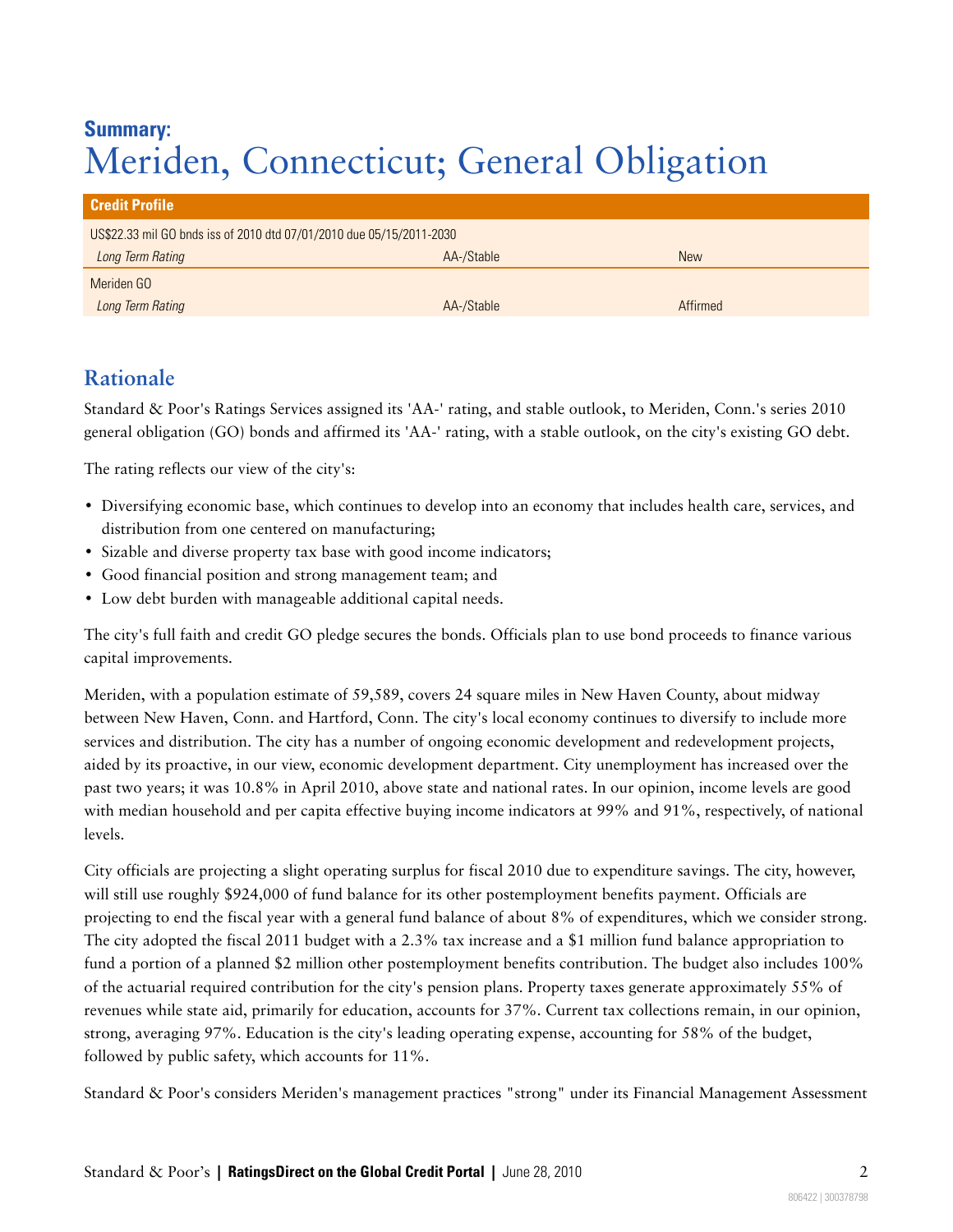**Summary:**
# Meriden, Connecticut; General Obligation

| Credit Profile | | |
|---|---|---|
| US$22.33 mil GO bnds iss of 2010 dtd 07/01/2010 due 05/15/2011-2030 | | |
| *Long Term Rating* | AA-/Stable | New |
| Meriden GO | | |
| *Long Term Rating* | AA-/Stable | Affirmed |

## Rationale

Standard & Poor's Ratings Services assigned its 'AA-' rating, and stable outlook, to Meriden, Conn.'s series 2010 general obligation (GO) bonds and affirmed its 'AA-' rating, with a stable outlook, on the city's existing GO debt.

The rating reflects our view of the city's:

- Diversifying economic base, which continues to develop into an economy that includes health care, services, and distribution from one centered on manufacturing;
- Sizable and diverse property tax base with good income indicators;
- Good financial position and strong management team; and
- Low debt burden with manageable additional capital needs.

The city's full faith and credit GO pledge secures the bonds. Officials plan to use bond proceeds to finance various capital improvements.

Meriden, with a population estimate of 59,589, covers 24 square miles in New Haven County, about midway between New Haven, Conn. and Hartford, Conn. The city's local economy continues to diversify to include more services and distribution. The city has a number of ongoing economic development and redevelopment projects, aided by its proactive, in our view, economic development department. City unemployment has increased over the past two years; it was 10.8% in April 2010, above state and national rates. In our opinion, income levels are good with median household and per capita effective buying income indicators at 99% and 91%, respectively, of national levels.

City officials are projecting a slight operating surplus for fiscal 2010 due to expenditure savings. The city, however, will still use roughly $924,000 of fund balance for its other postemployment benefits payment. Officials are projecting to end the fiscal year with a general fund balance of about 8% of expenditures, which we consider strong. The city adopted the fiscal 2011 budget with a 2.3% tax increase and a $1 million fund balance appropriation to fund a portion of a planned $2 million other postemployment benefits contribution. The budget also includes 100% of the actuarial required contribution for the city's pension plans. Property taxes generate approximately 55% of revenues while state aid, primarily for education, accounts for 37%. Current tax collections remain, in our opinion, strong, averaging 97%. Education is the city's leading operating expense, accounting for 58% of the budget, followed by public safety, which accounts for 11%.

Standard & Poor's considers Meriden's management practices "strong" under its Financial Management Assessment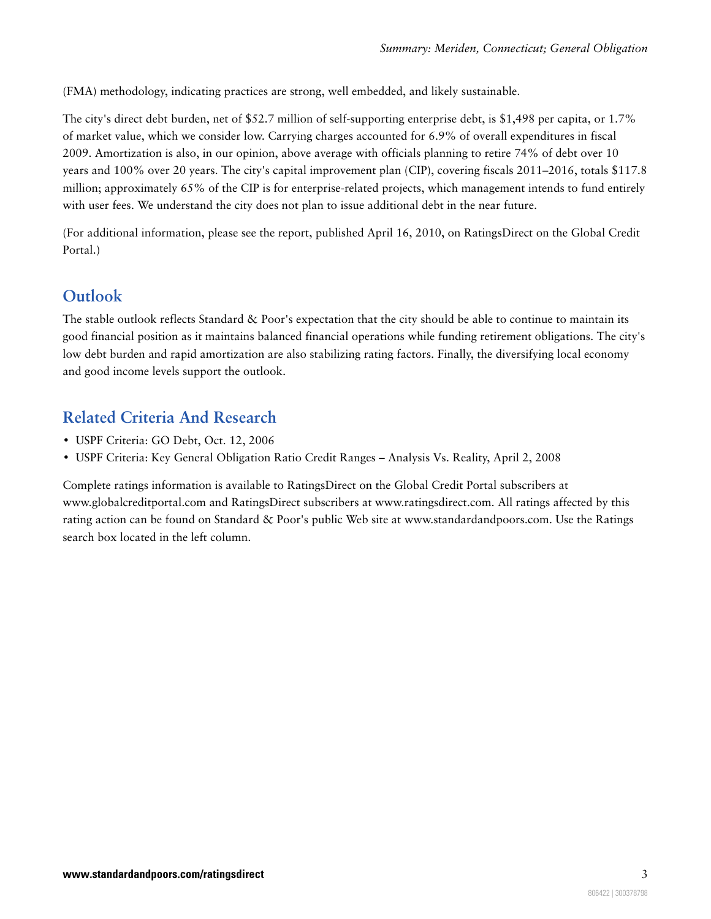(FMA) methodology, indicating practices are strong, well embedded, and likely sustainable.

The city's direct debt burden, net of $52.7 million of self-supporting enterprise debt, is $1,498 per capita, or 1.7% of market value, which we consider low. Carrying charges accounted for 6.9% of overall expenditures in fiscal 2009. Amortization is also, in our opinion, above average with officials planning to retire 74% of debt over 10 years and 100% over 20 years. The city's capital improvement plan (CIP), covering fiscals 2011–2016, totals $117.8 million; approximately 65% of the CIP is for enterprise-related projects, which management intends to fund entirely with user fees. We understand the city does not plan to issue additional debt in the near future.

(For additional information, please see the report, published April 16, 2010, on RatingsDirect on the Global Credit Portal.)

## Outlook

The stable outlook reflects Standard & Poor's expectation that the city should be able to continue to maintain its good financial position as it maintains balanced financial operations while funding retirement obligations. The city's low debt burden and rapid amortization are also stabilizing rating factors. Finally, the diversifying local economy and good income levels support the outlook.

## Related Criteria And Research

- USPF Criteria: GO Debt, Oct. 12, 2006
- USPF Criteria: Key General Obligation Ratio Credit Ranges – Analysis Vs. Reality, April 2, 2008

Complete ratings information is available to RatingsDirect on the Global Credit Portal subscribers at www.globalcreditportal.com and RatingsDirect subscribers at www.ratingsdirect.com. All ratings affected by this rating action can be found on Standard & Poor's public Web site at www.standardandpoors.com. Use the Ratings search box located in the left column.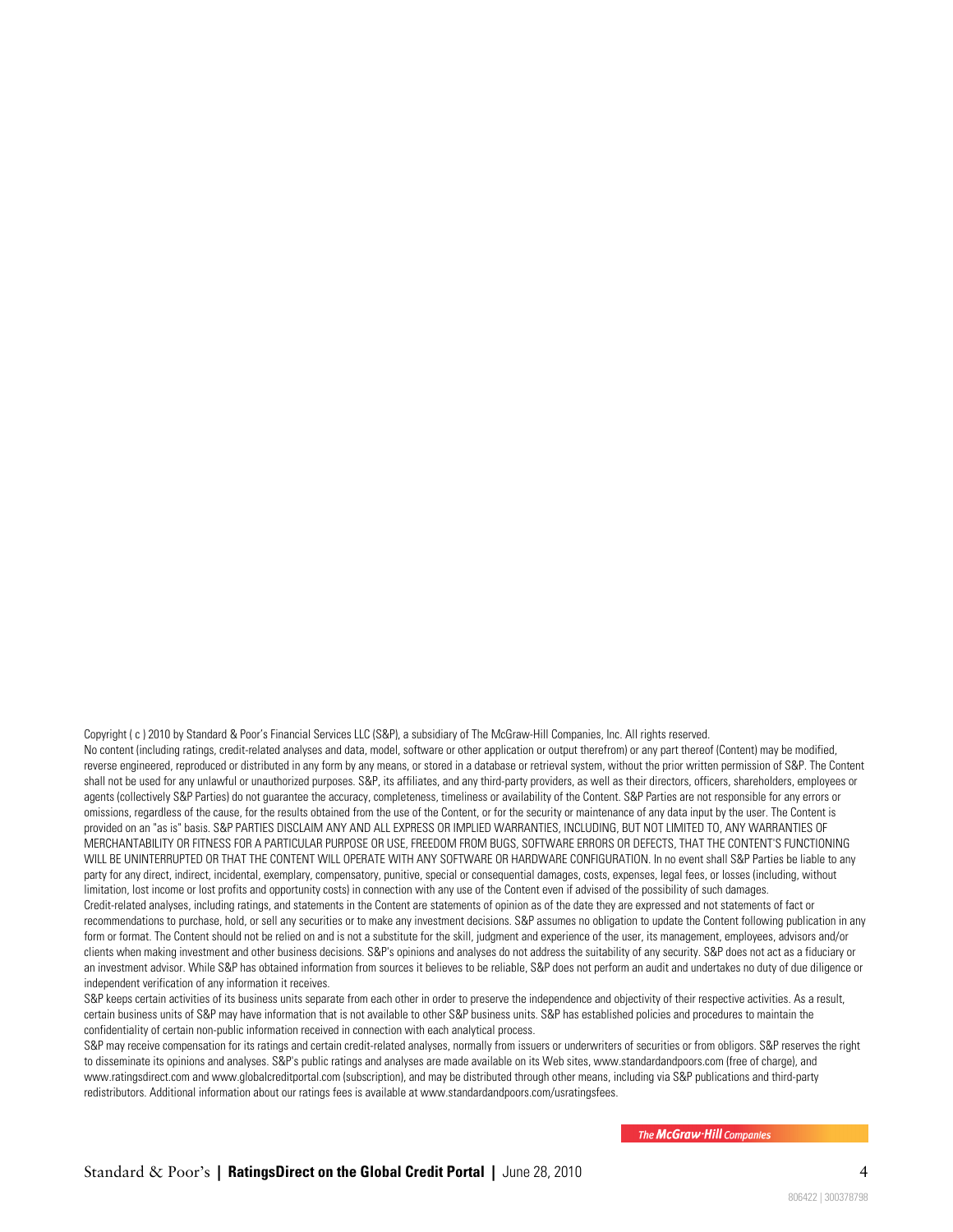Copyright ( c ) 2010 by Standard & Poor's Financial Services LLC (S&P), a subsidiary of The McGraw-Hill Companies, Inc. All rights reserved.

No content (including ratings, credit-related analyses and data, model, software or other application or output therefrom) or any part thereof (Content) may be modified, reverse engineered, reproduced or distributed in any form by any means, or stored in a database or retrieval system, without the prior written permission of S&P. The Content shall not be used for any unlawful or unauthorized purposes. S&P, its affiliates, and any third-party providers, as well as their directors, officers, shareholders, employees or agents (collectively S&P Parties) do not guarantee the accuracy, completeness, timeliness or availability of the Content. S&P Parties are not responsible for any errors or omissions, regardless of the cause, for the results obtained from the use of the Content, or for the security or maintenance of any data input by the user. The Content is provided on an "as is" basis. S&P PARTIES DISCLAIM ANY AND ALL EXPRESS OR IMPLIED WARRANTIES, INCLUDING, BUT NOT LIMITED TO, ANY WARRANTIES OF MERCHANTABILITY OR FITNESS FOR A PARTICULAR PURPOSE OR USE, FREEDOM FROM BUGS, SOFTWARE ERRORS OR DEFECTS, THAT THE CONTENT'S FUNCTIONING WILL BE UNINTERRUPTED OR THAT THE CONTENT WILL OPERATE WITH ANY SOFTWARE OR HARDWARE CONFIGURATION. In no event shall S&P Parties be liable to any party for any direct, indirect, incidental, exemplary, compensatory, punitive, special or consequential damages, costs, expenses, legal fees, or losses (including, without limitation, lost income or lost profits and opportunity costs) in connection with any use of the Content even if advised of the possibility of such damages.

Credit-related analyses, including ratings, and statements in the Content are statements of opinion as of the date they are expressed and not statements of fact or recommendations to purchase, hold, or sell any securities or to make any investment decisions. S&P assumes no obligation to update the Content following publication in any form or format. The Content should not be relied on and is not a substitute for the skill, judgment and experience of the user, its management, employees, advisors and/or clients when making investment and other business decisions. S&P's opinions and analyses do not address the suitability of any security. S&P does not act as a fiduciary or an investment advisor. While S&P has obtained information from sources it believes to be reliable, S&P does not perform an audit and undertakes no duty of due diligence or independent verification of any information it receives.

S&P keeps certain activities of its business units separate from each other in order to preserve the independence and objectivity of their respective activities. As a result, certain business units of S&P may have information that is not available to other S&P business units. S&P has established policies and procedures to maintain the confidentiality of certain non-public information received in connection with each analytical process.

S&P may receive compensation for its ratings and certain credit-related analyses, normally from issuers or underwriters of securities or from obligors. S&P reserves the right to disseminate its opinions and analyses. S&P's public ratings and analyses are made available on its Web sites, www.standardandpoors.com (free of charge), and www.ratingsdirect.com and www.globalcreditportal.com (subscription), and may be distributed through other means, including via S&P publications and third-party redistributors. Additional information about our ratings fees is available at www.standardandpoors.com/usratingsfees.

The McGraw-Hill Companies